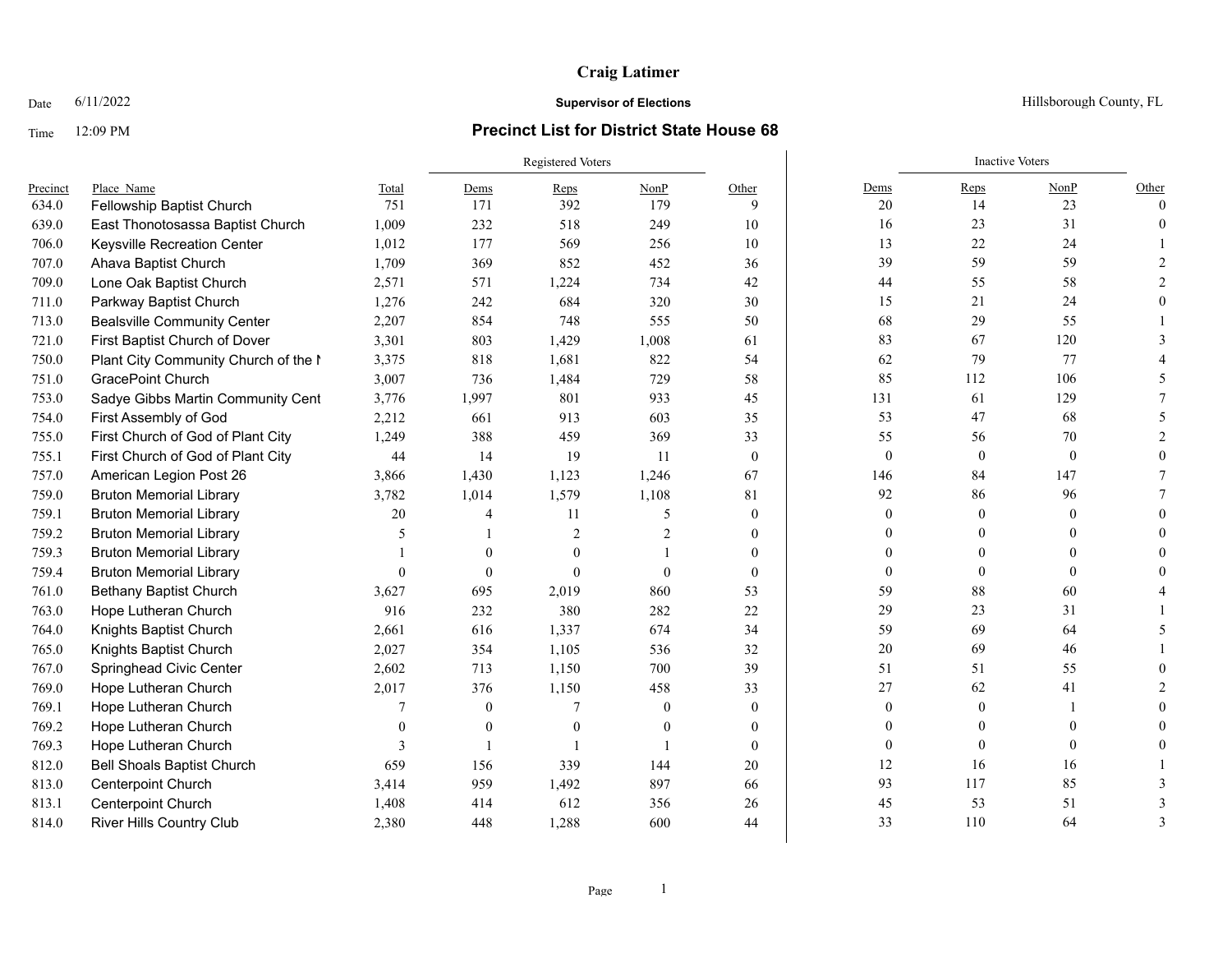# Craig Latimer

Date 6/11/2022

**Supervisor of Elections**

Hillsborough County, FL

Time 12:09 PM

## Precinct List for District State House 68

| Precinct | Place Name | Total | Registered Voters | | | | Inactive Voters | | | |
|---|---|---|---|---|---|---|---|---|---|---|
| | | | Dems | Reps | NonP | Other | Dems | Reps | NonP | Other |
| 634.0 | Fellowship Baptist Church | 751 | 171 | 392 | 179 | 9 | 20 | 14 | 23 | 0 |
| 639.0 | East Thonotosassa Baptist Church | 1,009 | 232 | 518 | 249 | 10 | 16 | 23 | 31 | 0 |
| 706.0 | Keysville Recreation Center | 1,012 | 177 | 569 | 256 | 10 | 13 | 22 | 24 | 1 |
| 707.0 | Ahava Baptist Church | 1,709 | 369 | 852 | 452 | 36 | 39 | 59 | 59 | 2 |
| 709.0 | Lone Oak Baptist Church | 2,571 | 571 | 1,224 | 734 | 42 | 44 | 55 | 58 | 2 |
| 711.0 | Parkway Baptist Church | 1,276 | 242 | 684 | 320 | 30 | 15 | 21 | 24 | 0 |
| 713.0 | Bealsville Community Center | 2,207 | 854 | 748 | 555 | 50 | 68 | 29 | 55 | 1 |
| 721.0 | First Baptist Church of Dover | 3,301 | 803 | 1,429 | 1,008 | 61 | 83 | 67 | 120 | 3 |
| 750.0 | Plant City Community Church of the N | 3,375 | 818 | 1,681 | 822 | 54 | 62 | 79 | 77 | 4 |
| 751.0 | GracePoint Church | 3,007 | 736 | 1,484 | 729 | 58 | 85 | 112 | 106 | 5 |
| 753.0 | Sadye Gibbs Martin Community Cent | 3,776 | 1,997 | 801 | 933 | 45 | 131 | 61 | 129 | 7 |
| 754.0 | First Assembly of God | 2,212 | 661 | 913 | 603 | 35 | 53 | 47 | 68 | 5 |
| 755.0 | First Church of God of Plant City | 1,249 | 388 | 459 | 369 | 33 | 55 | 56 | 70 | 2 |
| 755.1 | First Church of God of Plant City | 44 | 14 | 19 | 11 | 0 | 0 | 0 | 0 | 0 |
| 757.0 | American Legion Post 26 | 3,866 | 1,430 | 1,123 | 1,246 | 67 | 146 | 84 | 147 | 7 |
| 759.0 | Bruton Memorial Library | 3,782 | 1,014 | 1,579 | 1,108 | 81 | 92 | 86 | 96 | 7 |
| 759.1 | Bruton Memorial Library | 20 | 4 | 11 | 5 | 0 | 0 | 0 | 0 | 0 |
| 759.2 | Bruton Memorial Library | 5 | 1 | 2 | 2 | 0 | 0 | 0 | 0 | 0 |
| 759.3 | Bruton Memorial Library | 1 | 0 | 0 | 1 | 0 | 0 | 0 | 0 | 0 |
| 759.4 | Bruton Memorial Library | 0 | 0 | 0 | 0 | 0 | 0 | 0 | 0 | 0 |
| 761.0 | Bethany Baptist Church | 3,627 | 695 | 2,019 | 860 | 53 | 59 | 88 | 60 | 4 |
| 763.0 | Hope Lutheran Church | 916 | 232 | 380 | 282 | 22 | 29 | 23 | 31 | 1 |
| 764.0 | Knights Baptist Church | 2,661 | 616 | 1,337 | 674 | 34 | 59 | 69 | 64 | 5 |
| 765.0 | Knights Baptist Church | 2,027 | 354 | 1,105 | 536 | 32 | 20 | 69 | 46 | 1 |
| 767.0 | Springhead Civic Center | 2,602 | 713 | 1,150 | 700 | 39 | 51 | 51 | 55 | 0 |
| 769.0 | Hope Lutheran Church | 2,017 | 376 | 1,150 | 458 | 33 | 27 | 62 | 41 | 2 |
| 769.1 | Hope Lutheran Church | 7 | 0 | 7 | 0 | 0 | 0 | 0 | 1 | 0 |
| 769.2 | Hope Lutheran Church | 0 | 0 | 0 | 0 | 0 | 0 | 0 | 0 | 0 |
| 769.3 | Hope Lutheran Church | 3 | 1 | 1 | 1 | 0 | 0 | 0 | 0 | 0 |
| 812.0 | Bell Shoals Baptist Church | 659 | 156 | 339 | 144 | 20 | 12 | 16 | 16 | 1 |
| 813.0 | Centerpoint Church | 3,414 | 959 | 1,492 | 897 | 66 | 93 | 117 | 85 | 3 |
| 813.1 | Centerpoint Church | 1,408 | 414 | 612 | 356 | 26 | 45 | 53 | 51 | 3 |
| 814.0 | River Hills Country Club | 2,380 | 448 | 1,288 | 600 | 44 | 33 | 110 | 64 | 3 |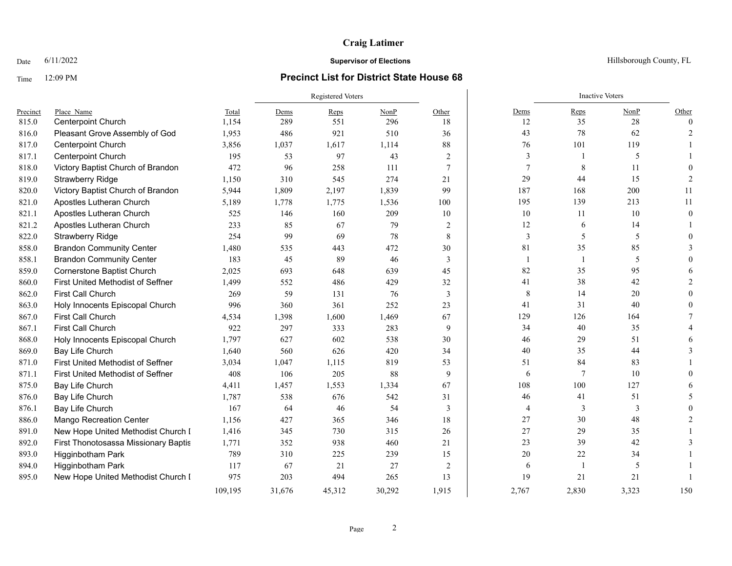# Craig Latimer

Date 6/11/2022 **Supervisor of Elections** Hillsborough County, FL

Time 12:09 PM **Precinct List for District State House 68**

| Precinct | Place_Name | Total | Registered Voters | | | | Inactive Voters | | | |
|---|---|---|---|---|---|---|---|---|---|---|
| | | | Dems | Reps | NonP | Other | Dems | Reps | NonP | Other |
| 815.0 | Centerpoint Church | 1,154 | 289 | 551 | 296 | 18 | 12 | 35 | 28 | 0 |
| 816.0 | Pleasant Grove Assembly of God | 1,953 | 486 | 921 | 510 | 36 | 43 | 78 | 62 | 2 |
| 817.0 | Centerpoint Church | 3,856 | 1,037 | 1,617 | 1,114 | 88 | 76 | 101 | 119 | 1 |
| 817.1 | Centerpoint Church | 195 | 53 | 97 | 43 | 2 | 3 | 1 | 5 | 1 |
| 818.0 | Victory Baptist Church of Brandon | 472 | 96 | 258 | 111 | 7 | 7 | 8 | 11 | 0 |
| 819.0 | Strawberry Ridge | 1,150 | 310 | 545 | 274 | 21 | 29 | 44 | 15 | 2 |
| 820.0 | Victory Baptist Church of Brandon | 5,944 | 1,809 | 2,197 | 1,839 | 99 | 187 | 168 | 200 | 11 |
| 821.0 | Apostles Lutheran Church | 5,189 | 1,778 | 1,775 | 1,536 | 100 | 195 | 139 | 213 | 11 |
| 821.1 | Apostles Lutheran Church | 525 | 146 | 160 | 209 | 10 | 10 | 11 | 10 | 0 |
| 821.2 | Apostles Lutheran Church | 233 | 85 | 67 | 79 | 2 | 12 | 6 | 14 | 1 |
| 822.0 | Strawberry Ridge | 254 | 99 | 69 | 78 | 8 | 3 | 5 | 5 | 0 |
| 858.0 | Brandon Community Center | 1,480 | 535 | 443 | 472 | 30 | 81 | 35 | 85 | 3 |
| 858.1 | Brandon Community Center | 183 | 45 | 89 | 46 | 3 | 1 | 1 | 5 | 0 |
| 859.0 | Cornerstone Baptist Church | 2,025 | 693 | 648 | 639 | 45 | 82 | 35 | 95 | 6 |
| 860.0 | First United Methodist of Seffner | 1,499 | 552 | 486 | 429 | 32 | 41 | 38 | 42 | 2 |
| 862.0 | First Call Church | 269 | 59 | 131 | 76 | 3 | 8 | 14 | 20 | 0 |
| 863.0 | Holy Innocents Episcopal Church | 996 | 360 | 361 | 252 | 23 | 41 | 31 | 40 | 0 |
| 867.0 | First Call Church | 4,534 | 1,398 | 1,600 | 1,469 | 67 | 129 | 126 | 164 | 7 |
| 867.1 | First Call Church | 922 | 297 | 333 | 283 | 9 | 34 | 40 | 35 | 4 |
| 868.0 | Holy Innocents Episcopal Church | 1,797 | 627 | 602 | 538 | 30 | 46 | 29 | 51 | 6 |
| 869.0 | Bay Life Church | 1,640 | 560 | 626 | 420 | 34 | 40 | 35 | 44 | 3 |
| 871.0 | First United Methodist of Seffner | 3,034 | 1,047 | 1,115 | 819 | 53 | 51 | 84 | 83 | 1 |
| 871.1 | First United Methodist of Seffner | 408 | 106 | 205 | 88 | 9 | 6 | 7 | 10 | 0 |
| 875.0 | Bay Life Church | 4,411 | 1,457 | 1,553 | 1,334 | 67 | 108 | 100 | 127 | 6 |
| 876.0 | Bay Life Church | 1,787 | 538 | 676 | 542 | 31 | 46 | 41 | 51 | 5 |
| 876.1 | Bay Life Church | 167 | 64 | 46 | 54 | 3 | 4 | 3 | 3 | 0 |
| 886.0 | Mango Recreation Center | 1,156 | 427 | 365 | 346 | 18 | 27 | 30 | 48 | 2 |
| 891.0 | New Hope United Methodist Church I | 1,416 | 345 | 730 | 315 | 26 | 27 | 29 | 35 | 1 |
| 892.0 | First Thonotosassa Missionary Baptis | 1,771 | 352 | 938 | 460 | 21 | 23 | 39 | 42 | 3 |
| 893.0 | Higginbotham Park | 789 | 310 | 225 | 239 | 15 | 20 | 22 | 34 | 1 |
| 894.0 | Higginbotham Park | 117 | 67 | 21 | 27 | 2 | 6 | 1 | 5 | 1 |
| 895.0 | New Hope United Methodist Church I | 975 | 203 | 494 | 265 | 13 | 19 | 21 | 21 | 1 |
| | | 109,195 | 31,676 | 45,312 | 30,292 | 1,915 | 2,767 | 2,830 | 3,323 | 150 |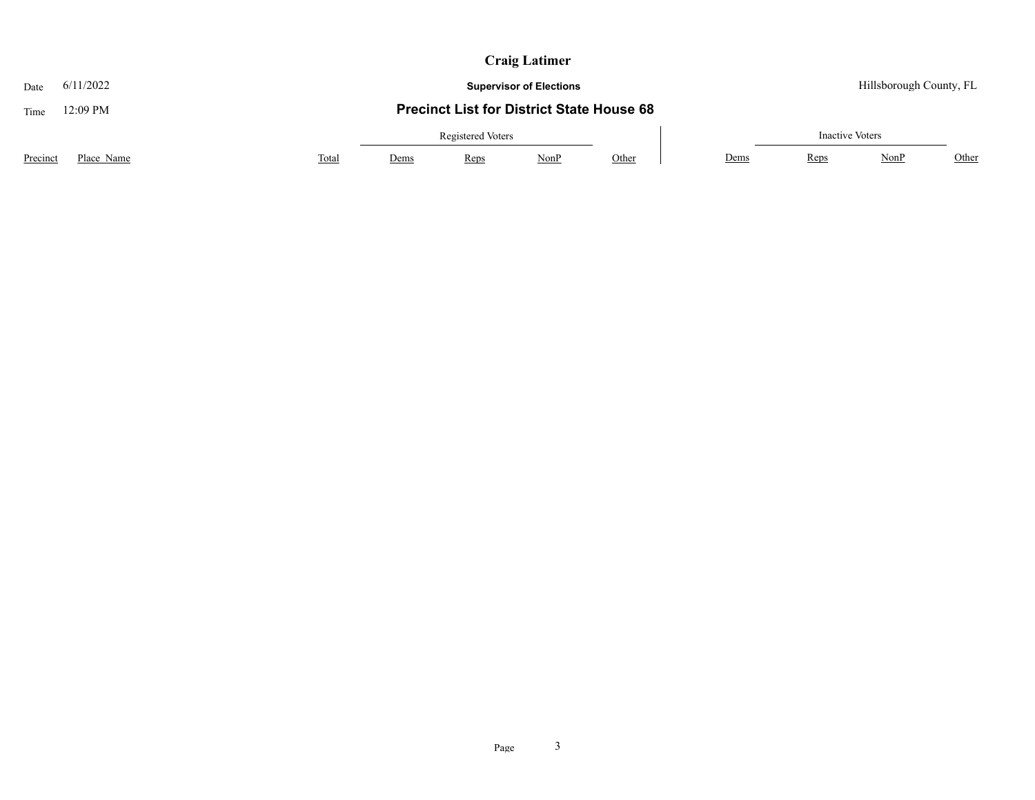**Craig Latimer**

Date 6/11/2022

Time 12:09 PM

**Supervisor of Elections**

Hillsborough County, FL

## Precinct List for District State House 68

| | | | Registered Voters | | | | Inactive Voters | | | |
|---|---|---|---|---|---|---|---|---|---|---|
| Precinct | Place_Name | Total | Dems | Reps | NonP | Other | Dems | Reps | NonP | Other |